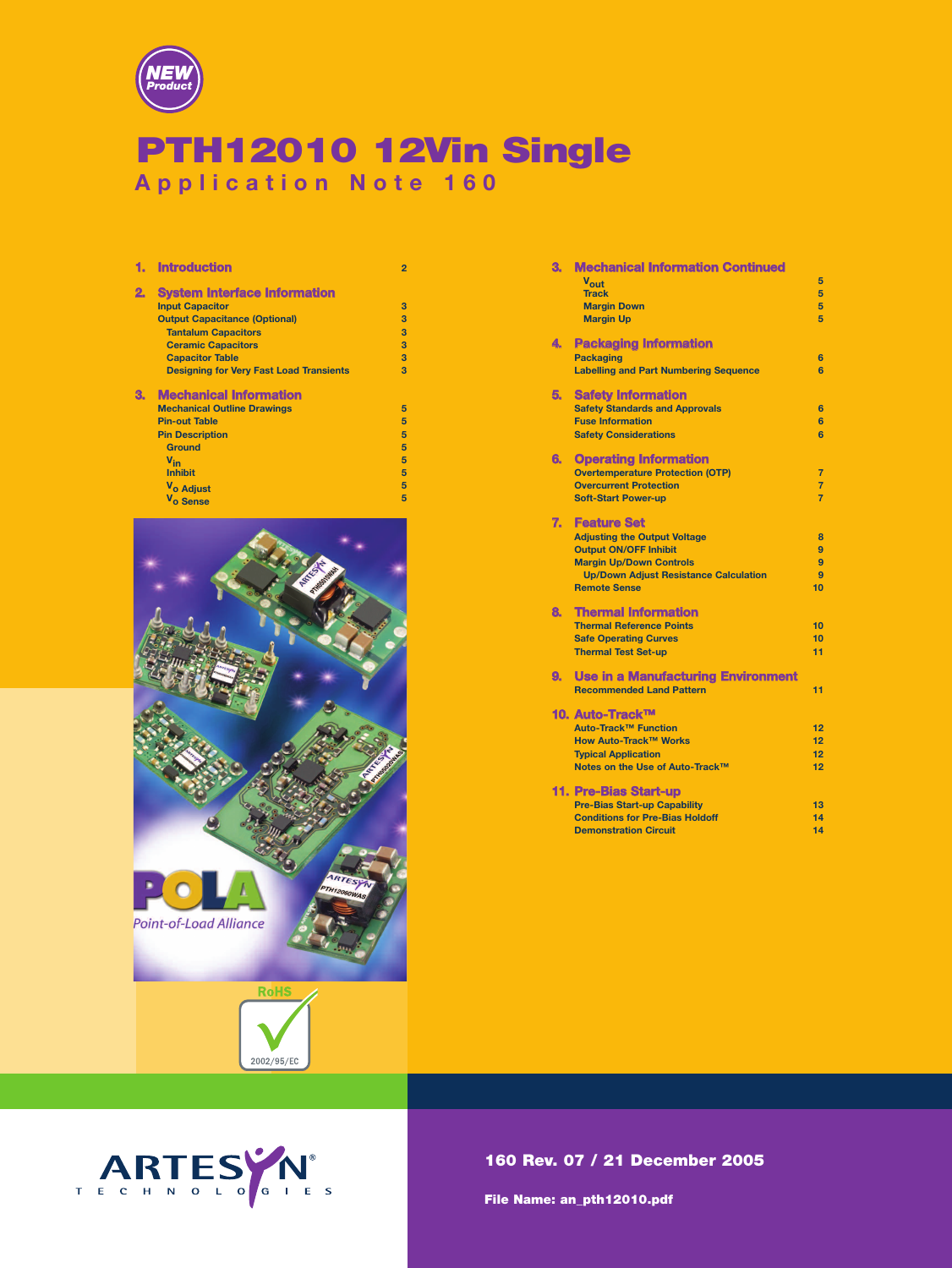NEW Product

# PTH12010 12Vin Single

## Application Note 160

1. **Introduction** 2
2. **System Interface Information**
   - Input Capacitor 3
   - Output Capacitance (Optional) 3
     - Tantalum Capacitors 3
     - Ceramic Capacitors 3
     - Capacitor Table 3
     - Designing for Very Fast Load Transients 3
3. **Mechanical Information**
   - Mechanical Outline Drawings 5
   - Pin-out Table 5
   - Pin Description 5
     - Ground 5
     - $V_{in}$ 5
     - Inhibit 5
     - $V_o$ Adjust 5
     - $V_o$ Sense 5
3. **Mechanical Information Continued**
   - $V_{out}$ 5
   - Track 5
   - Margin Down 5
   - Margin Up 5
4. **Packaging Information**
   - Packaging 6
   - Labelling and Part Numbering Sequence 6
5. **Safety Information**
   - Safety Standards and Approvals 6
   - Fuse Information 6
   - Safety Considerations 6
6. **Operating Information**
   - Overtemperature Protection (OTP) 7
   - Overcurrent Protection 7
   - Soft-Start Power-up 7
7. **Feature Set**
   - Adjusting the Output Voltage 8
   - Output ON/OFF Inhibit 9
   - Margin Up/Down Controls 9
     - Up/Down Adjust Resistance Calculation 9
   - Remote Sense 10
8. **Thermal Information**
   - Thermal Reference Points 10
   - Safe Operating Curves 10
   - Thermal Test Set-up 11
9. **Use in a Manufacturing Environment**
   - Recommended Land Pattern 11
10. **Auto-Track™**
    - Auto-Track™ Function 12
    - How Auto-Track™ Works 12
    - Typical Application 12
    - Notes on the Use of Auto-Track™ 12
11. **Pre-Bias Start-up**
    - Pre-Bias Start-up Capability 13
    - Conditions for Pre-Bias Holdoff 14
    - Demonstration Circuit 14

POLA Point-of-Load Alliance

RoHS 2002/95/EC

ARTESYN TECHNOLOGIES

**160 Rev. 07 / 21 December 2005**

**File Name: an_pth12010.pdf**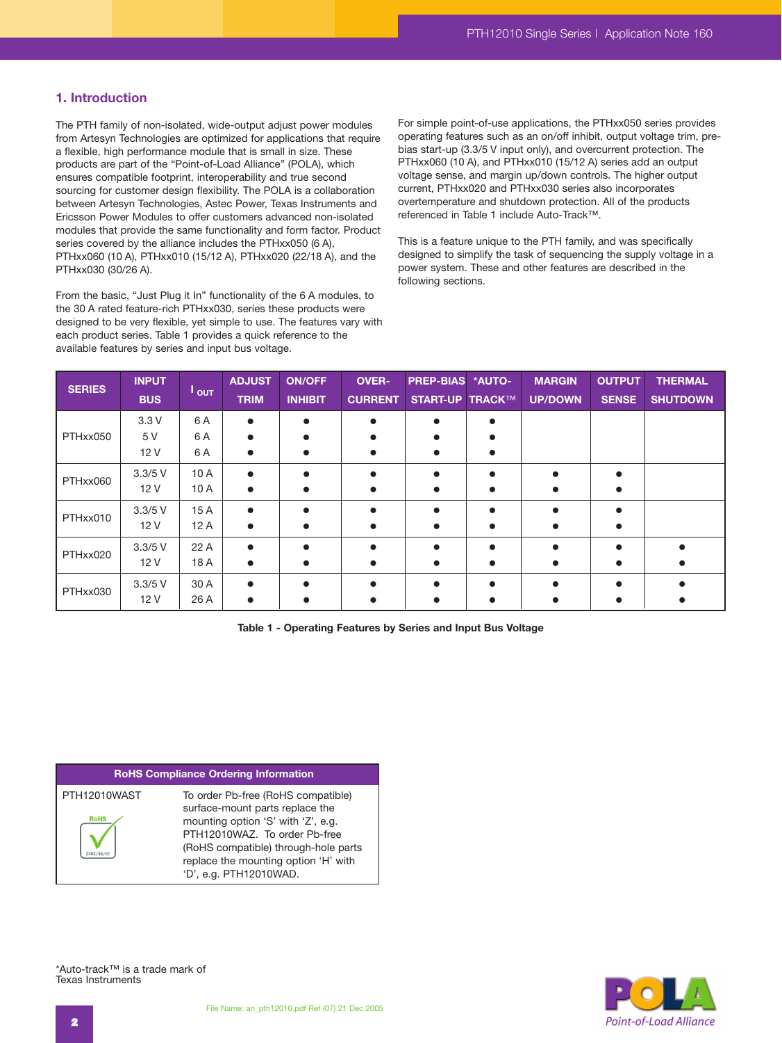## 1. Introduction

The PTH family of non-isolated, wide-output adjust power modules from Artesyn Technologies are optimized for applications that require a flexible, high performance module that is small in size. These products are part of the "Point-of-Load Alliance" (POLA), which ensures compatible footprint, interoperability and true second sourcing for customer design flexibility. The POLA is a collaboration between Artesyn Technologies, Astec Power, Texas Instruments and Ericsson Power Modules to offer customers advanced non-isolated modules that provide the same functionality and form factor. Product series covered by the alliance includes the PTHxx050 (6 A), PTHxx060 (10 A), PTHxx010 (15/12 A), PTHxx020 (22/18 A), and the PTHxx030 (30/26 A).

From the basic, "Just Plug it In" functionality of the 6 A modules, to the 30 A rated feature-rich PTHxx030, series these products were designed to be very flexible, yet simple to use. The features vary with each product series. Table 1 provides a quick reference to the available features by series and input bus voltage.

For simple point-of-use applications, the PTHxx050 series provides operating features such as an on/off inhibit, output voltage trim, pre-bias start-up (3.3/5 V input only), and overcurrent protection. The PTHxx060 (10 A), and PTHxx010 (15/12 A) series add an output voltage sense, and margin up/down controls. The higher output current, PTHxx020 and PTHxx030 series also incorporates overtemperature and shutdown protection. All of the products referenced in Table 1 include Auto-Track™.

This is a feature unique to the PTH family, and was specifically designed to simplify the task of sequencing the supply voltage in a power system. These and other features are described in the following sections.

| SERIES | INPUT BUS | $I_{OUT}$ | ADJUST TRIM | ON/OFF INHIBIT | OVER-CURRENT | PREP-BIAS START-UP | *AUTO-TRACK™ | MARGIN UP/DOWN | OUTPUT SENSE | THERMAL SHUTDOWN |
|---|---|---|---|---|---|---|---|---|---|---|
| PTHxx050 | 3.3 V | 6 A | ● | ● | ● | ● | ● | | | |
| | 5 V | 6 A | ● | ● | ● | ● | ● | | | |
| | 12 V | 6 A | ● | ● | ● | ● | ● | | | |
| PTHxx060 | 3.3/5 V | 10 A | ● | ● | ● | ● | ● | ● | ● | |
| | 12 V | 10 A | ● | ● | ● | ● | ● | ● | ● | |
| PTHxx010 | 3.3/5 V | 15 A | ● | ● | ● | ● | ● | ● | ● | |
| | 12 V | 12 A | ● | ● | ● | ● | ● | ● | ● | |
| PTHxx020 | 3.3/5 V | 22 A | ● | ● | ● | ● | ● | ● | ● | ● |
| | 12 V | 18 A | ● | ● | ● | ● | ● | ● | ● | ● |
| PTHxx030 | 3.3/5 V | 30 A | ● | ● | ● | ● | ● | ● | ● | ● |
| | 12 V | 26 A | ● | ● | ● | ● | ● | ● | ● | ● |

**Table 1 - Operating Features by Series and Input Bus Voltage**

| RoHS Compliance Ordering Information | |
|---|---|
| PTH12010WAST | To order Pb-free (RoHS compatible) surface-mount parts replace the mounting option 'S' with 'Z', e.g. PTH12010WAZ. To order Pb-free (RoHS compatible) through-hole parts replace the mounting option 'H' with 'D', e.g. PTH12010WAD. |

*Auto-track™ is a trade mark of Texas Instruments

File Name: an_pth12010.pdf Ref (07) 21 Dec 2005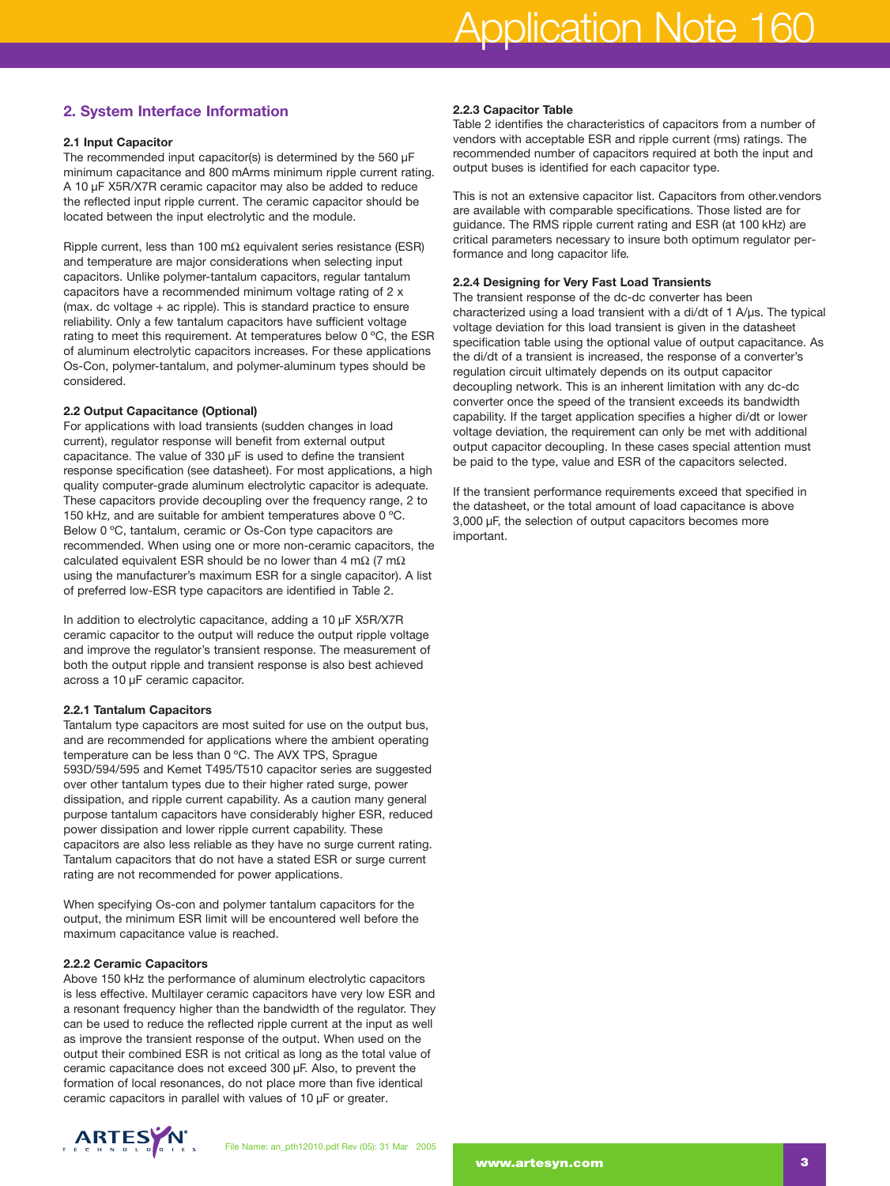## 2. System Interface Information

### 2.1 Input Capacitor

The recommended input capacitor(s) is determined by the 560 µF minimum capacitance and 800 mArms minimum ripple current rating. A 10 µF X5R/X7R ceramic capacitor may also be added to reduce the reflected input ripple current. The ceramic capacitor should be located between the input electrolytic and the module.

Ripple current, less than 100 mΩ equivalent series resistance (ESR) and temperature are major considerations when selecting input capacitors. Unlike polymer-tantalum capacitors, regular tantalum capacitors have a recommended minimum voltage rating of 2 x (max. dc voltage + ac ripple). This is standard practice to ensure reliability. Only a few tantalum capacitors have sufficient voltage rating to meet this requirement. At temperatures below 0 ºC, the ESR of aluminum electrolytic capacitors increases. For these applications Os-Con, polymer-tantalum, and polymer-aluminum types should be considered.

### 2.2 Output Capacitance (Optional)

For applications with load transients (sudden changes in load current), regulator response will benefit from external output capacitance. The value of 330 µF is used to define the transient response specification (see datasheet). For most applications, a high quality computer-grade aluminum electrolytic capacitor is adequate. These capacitors provide decoupling over the frequency range, 2 to 150 kHz, and are suitable for ambient temperatures above 0 ºC. Below 0 ºC, tantalum, ceramic or Os-Con type capacitors are recommended. When using one or more non-ceramic capacitors, the calculated equivalent ESR should be no lower than 4 mΩ (7 mΩ using the manufacturer's maximum ESR for a single capacitor). A list of preferred low-ESR type capacitors are identified in Table 2.

In addition to electrolytic capacitance, adding a 10 µF X5R/X7R ceramic capacitor to the output will reduce the output ripple voltage and improve the regulator's transient response. The measurement of both the output ripple and transient response is also best achieved across a 10 µF ceramic capacitor.

#### 2.2.1 Tantalum Capacitors

Tantalum type capacitors are most suited for use on the output bus, and are recommended for applications where the ambient operating temperature can be less than 0 ºC. The AVX TPS, Sprague 593D/594/595 and Kemet T495/T510 capacitor series are suggested over other tantalum types due to their higher rated surge, power dissipation, and ripple current capability. As a caution many general purpose tantalum capacitors have considerably higher ESR, reduced power dissipation and lower ripple current capability. These capacitors are also less reliable as they have no surge current rating. Tantalum capacitors that do not have a stated ESR or surge current rating are not recommended for power applications.

When specifying Os-con and polymer tantalum capacitors for the output, the minimum ESR limit will be encountered well before the maximum capacitance value is reached.

#### 2.2.2 Ceramic Capacitors

Above 150 kHz the performance of aluminum electrolytic capacitors is less effective. Multilayer ceramic capacitors have very low ESR and a resonant frequency higher than the bandwidth of the regulator. They can be used to reduce the reflected ripple current at the input as well as improve the transient response of the output. When used on the output their combined ESR is not critical as long as the total value of ceramic capacitance does not exceed 300 µF. Also, to prevent the formation of local resonances, do not place more than five identical ceramic capacitors in parallel with values of 10 µF or greater.

#### 2.2.3 Capacitor Table

Table 2 identifies the characteristics of capacitors from a number of vendors with acceptable ESR and ripple current (rms) ratings. The recommended number of capacitors required at both the input and output buses is identified for each capacitor type.

This is not an extensive capacitor list. Capacitors from other.vendors are available with comparable specifications. Those listed are for guidance. The RMS ripple current rating and ESR (at 100 kHz) are critical parameters necessary to insure both optimum regulator performance and long capacitor life.

#### 2.2.4 Designing for Very Fast Load Transients

The transient response of the dc-dc converter has been characterized using a load transient with a di/dt of 1 A/µs. The typical voltage deviation for this load transient is given in the datasheet specification table using the optional value of output capacitance. As the di/dt of a transient is increased, the response of a converter's regulation circuit ultimately depends on its output capacitor decoupling network. This is an inherent limitation with any dc-dc converter once the speed of the transient exceeds its bandwidth capability. If the target application specifies a higher di/dt or lower voltage deviation, the requirement can only be met with additional output capacitor decoupling. In these cases special attention must be paid to the type, value and ESR of the capacitors selected.

If the transient performance requirements exceed that specified in the datasheet, or the total amount of load capacitance is above 3,000 µF, the selection of output capacitors becomes more important.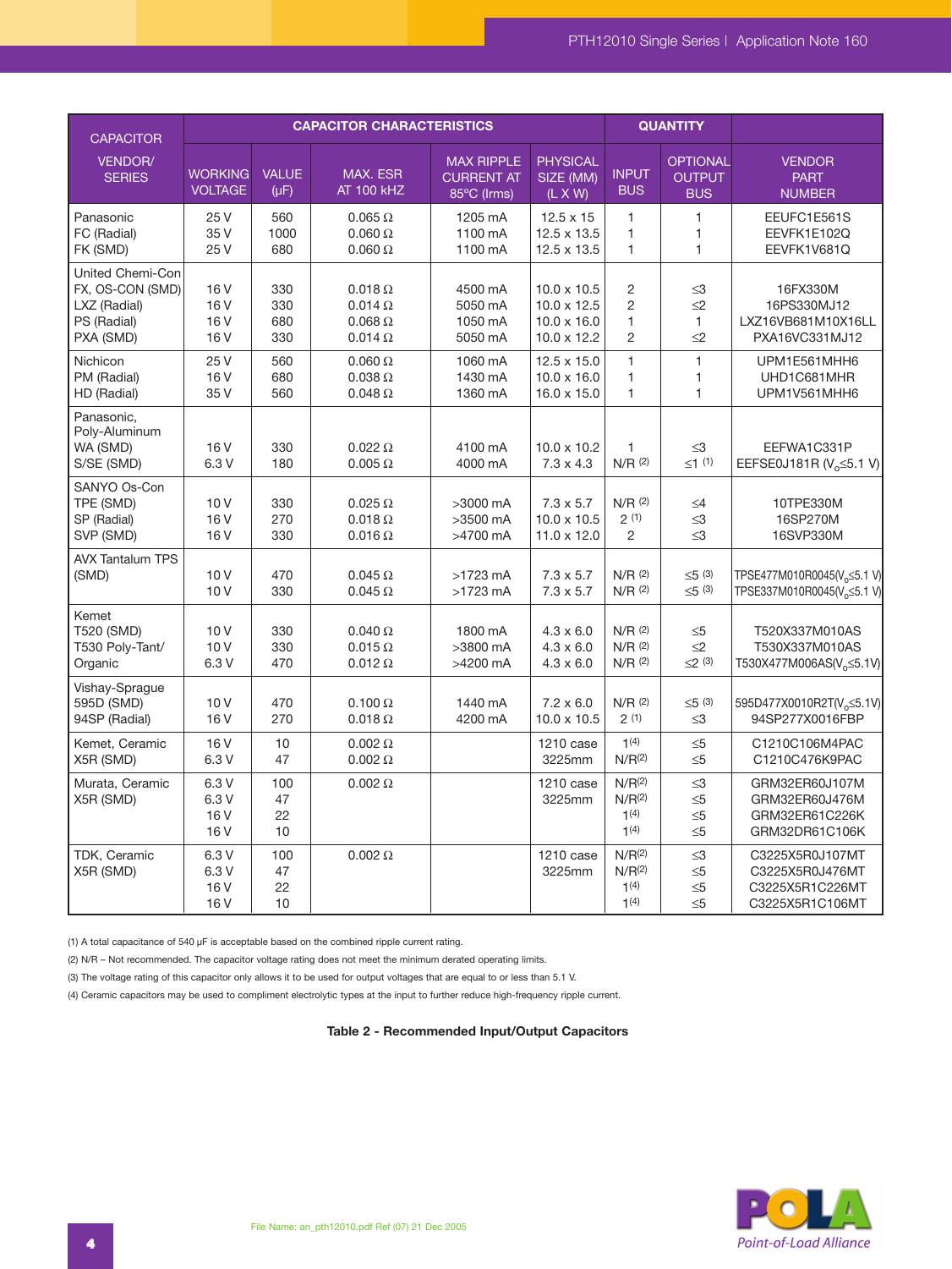| CAPACITOR VENDOR/ SERIES | CAPACITOR CHARACTERISTICS | | | | | QUANTITY | | VENDOR PART NUMBER |
|---|---|---|---|---|---|---|---|---|
| | WORKING VOLTAGE | VALUE (µF) | MAX. ESR AT 100 kHZ | MAX RIPPLE CURRENT AT 85°C (Irms) | PHYSICAL SIZE (MM) (L X W) | INPUT BUS | OPTIONAL OUTPUT BUS | |
| Panasonic<br>FC (Radial)<br>FK (SMD) | 25 V<br>35 V<br>25 V | 560<br>1000<br>680 | 0.065 Ω<br>0.060 Ω<br>0.060 Ω | 1205 mA<br>1100 mA<br>1100 mA | 12.5 x 15<br>12.5 x 13.5<br>12.5 x 13.5 | 1<br>1<br>1 | 1<br>1<br>1 | EEUFC1E561S<br>EEVFK1E102Q<br>EEVFK1V681Q |
| United Chemi-Con<br>FX, OS-CON (SMD)<br>LXZ (Radial)<br>PS (Radial)<br>PXA (SMD) | 16 V<br>16 V<br>16 V<br>16 V | 330<br>330<br>680<br>330 | 0.018 Ω<br>0.014 Ω<br>0.068 Ω<br>0.014 Ω | 4500 mA<br>5050 mA<br>1050 mA<br>5050 mA | 10.0 x 10.5<br>10.0 x 12.5<br>10.0 x 16.0<br>10.0 x 12.2 | 2<br>2<br>1<br>2 | ≤3<br>≤2<br>1<br>≤2 | 16FX330M<br>16PS330MJ12<br>LXZ16VB681M10X16LL<br>PXA16VC331MJ12 |
| Nichicon<br>PM (Radial)<br>HD (Radial) | 25 V<br>16 V<br>35 V | 560<br>680<br>560 | 0.060 Ω<br>0.038 Ω<br>0.048 Ω | 1060 mA<br>1430 mA<br>1360 mA | 12.5 x 15.0<br>10.0 x 16.0<br>16.0 x 15.0 | 1<br>1<br>1 | 1<br>1<br>1 | UPM1E561MHH6<br>UHD1C681MHR<br>UPM1V561MHH6 |
| Panasonic, Poly-Aluminum<br>WA (SMD)<br>S/SE (SMD) | 16 V<br>6.3 V | 330<br>180 | 0.022 Ω<br>0.005 Ω | 4100 mA<br>4000 mA | 10.0 x 10.2<br>7.3 x 4.3 | 1<br>N/R (2) | ≤3<br>≤1 (1) | EEFWA1C331P<br>EEFSE0J181R ($V_o$≤5.1 V) |
| SANYO Os-Con<br>TPE (SMD)<br>SP (Radial)<br>SVP (SMD) | 10 V<br>16 V<br>16 V | 330<br>270<br>330 | 0.025 Ω<br>0.018 Ω<br>0.016 Ω | >3000 mA<br>>3500 mA<br>>4700 mA | 7.3 x 5.7<br>10.0 x 10.5<br>11.0 x 12.0 | N/R (2)<br>2 (1)<br>2 | ≤4<br>≤3<br>≤3 | 10TPE330M<br>16SP270M<br>16SVP330M |
| AVX Tantalum TPS (SMD) | 10 V<br>10 V | 470<br>330 | 0.045 Ω<br>0.045 Ω | >1723 mA<br>>1723 mA | 7.3 x 5.7<br>7.3 x 5.7 | N/R (2)<br>N/R (2) | ≤5 (3)<br>≤5 (3) | TPSE477M010R0045($V_o$≤5.1 V)<br>TPSE337M010R0045($V_o$≤5.1 V) |
| Kemet<br>T520 (SMD)<br>T530 Poly-Tant/ Organic | 10 V<br>10 V<br>6.3 V | 330<br>330<br>470 | 0.040 Ω<br>0.015 Ω<br>0.012 Ω | 1800 mA<br>>3800 mA<br>>4200 mA | 4.3 x 6.0<br>4.3 x 6.0<br>4.3 x 6.0 | N/R (2)<br>N/R (2)<br>N/R (2) | ≤5<br>≤2<br>≤2 (3) | T520X337M010AS<br>T530X337M010AS<br>T530X477M006AS($V_o$≤5.1V) |
| Vishay-Sprague<br>595D (SMD)<br>94SP (Radial) | 10 V<br>16 V | 470<br>270 | 0.100 Ω<br>0.018 Ω | 1440 mA<br>4200 mA | 7.2 x 6.0<br>10.0 x 10.5 | N/R (2)<br>2 (1) | ≤5 (3)<br>≤3 | 595D477X0010R2T($V_o$≤5.1V)<br>94SP277X0016FBP |
| Kemet, Ceramic X5R (SMD) | 16 V<br>6.3 V | 10<br>47 | 0.002 Ω<br>0.002 Ω | | 1210 case<br>3225mm | 1(4)<br>N/R(2) | ≤5<br>≤5 | C1210C106M4PAC<br>C1210C476K9PAC |
| Murata, Ceramic X5R (SMD) | 6.3 V<br>6.3 V<br>16 V<br>16 V | 100<br>47<br>22<br>10 | 0.002 Ω | | 1210 case<br>3225mm | N/R(2)<br>N/R(2)<br>1(4)<br>1(4) | ≤3<br>≤5<br>≤5<br>≤5 | GRM32ER60J107M<br>GRM32ER60J476M<br>GRM32ER61C226K<br>GRM32DR61C106K |
| TDK, Ceramic X5R (SMD) | 6.3 V<br>6.3 V<br>16 V<br>16 V | 100<br>47<br>22<br>10 | 0.002 Ω | | 1210 case<br>3225mm | N/R(2)<br>N/R(2)<br>1(4)<br>1(4) | ≤3<br>≤5<br>≤5<br>≤5 | C3225X5R0J107MT<br>C3225X5R0J476MT<br>C3225X5R1C226MT<br>C3225X5R1C106MT |

(1) A total capacitance of 540 µF is acceptable based on the combined ripple current rating.

(2) N/R – Not recommended. The capacitor voltage rating does not meet the minimum derated operating limits.

(3) The voltage rating of this capacitor only allows it to be used for output voltages that are equal to or less than 5.1 V.

(4) Ceramic capacitors may be used to compliment electrolytic types at the input to further reduce high-frequency ripple current.

**Table 2 - Recommended Input/Output Capacitors**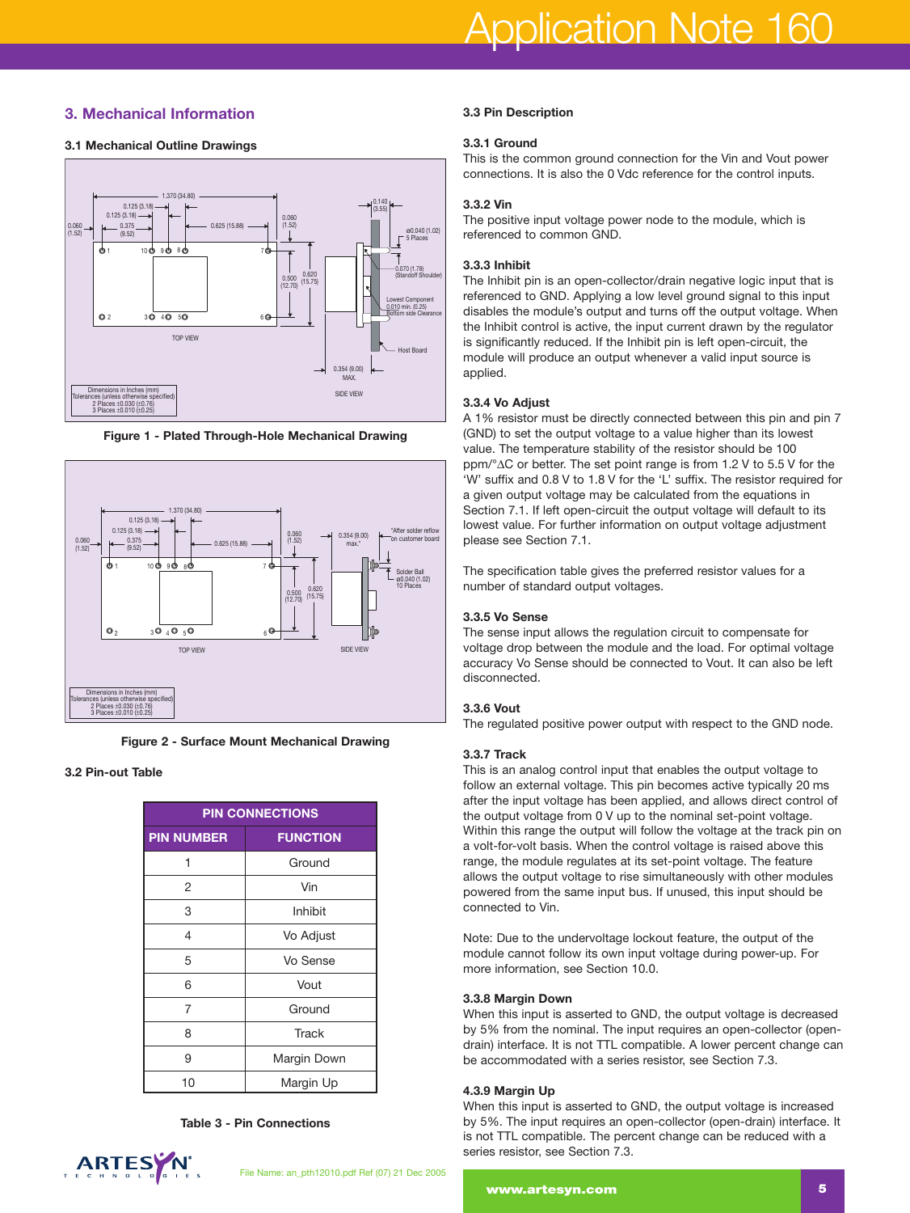## 3. Mechanical Information

### 3.1 Mechanical Outline Drawings

Figure 1 - Plated Through-Hole Mechanical Drawing

Figure 2 - Surface Mount Mechanical Drawing

### 3.2 Pin-out Table

| PIN CONNECTIONS | |
|---|---|
| **PIN NUMBER** | **FUNCTION** |
| 1 | Ground |
| 2 | Vin |
| 3 | Inhibit |
| 4 | Vo Adjust |
| 5 | Vo Sense |
| 6 | Vout |
| 7 | Ground |
| 8 | Track |
| 9 | Margin Down |
| 10 | Margin Up |

Table 3 - Pin Connections

### 3.3 Pin Description

#### 3.3.1 Ground

This is the common ground connection for the Vin and Vout power connections. It is also the 0 Vdc reference for the control inputs.

#### 3.3.2 Vin

The positive input voltage power node to the module, which is referenced to common GND.

#### 3.3.3 Inhibit

The Inhibit pin is an open-collector/drain negative logic input that is referenced to GND. Applying a low level ground signal to this input disables the module's output and turns off the output voltage. When the Inhibit control is active, the input current drawn by the regulator is significantly reduced. If the Inhibit pin is left open-circuit, the module will produce an output whenever a valid input source is applied.

#### 3.3.4 Vo Adjust

A 1% resistor must be directly connected between this pin and pin 7 (GND) to set the output voltage to a value higher than its lowest value. The temperature stability of the resistor should be 100 ppm/°ΔC or better. The set point range is from 1.2 V to 5.5 V for the 'W' suffix and 0.8 V to 1.8 V for the 'L' suffix. The resistor required for a given output voltage may be calculated from the equations in Section 7.1. If left open-circuit the output voltage will default to its lowest value. For further information on output voltage adjustment please see Section 7.1.

The specification table gives the preferred resistor values for a number of standard output voltages.

#### 3.3.5 Vo Sense

The sense input allows the regulation circuit to compensate for voltage drop between the module and the load. For optimal voltage accuracy Vo Sense should be connected to Vout. It can also be left disconnected.

#### 3.3.6 Vout

The regulated positive power output with respect to the GND node.

#### 3.3.7 Track

This is an analog control input that enables the output voltage to follow an external voltage. This pin becomes active typically 20 ms after the input voltage has been applied, and allows direct control of the output voltage from 0 V up to the nominal set-point voltage. Within this range the output will follow the voltage at the track pin on a volt-for-volt basis. When the control voltage is raised above this range, the module regulates at its set-point voltage. The feature allows the output voltage to rise simultaneously with other modules powered from the same input bus. If unused, this input should be connected to Vin.

Note: Due to the undervoltage lockout feature, the output of the module cannot follow its own input voltage during power-up. For more information, see Section 10.0.

#### 3.3.8 Margin Down

When this input is asserted to GND, the output voltage is decreased by 5% from the nominal. The input requires an open-collector (open-drain) interface. It is not TTL compatible. A lower percent change can be accommodated with a series resistor, see Section 7.3.

#### 4.3.9 Margin Up

When this input is asserted to GND, the output voltage is increased by 5%. The input requires an open-collector (open-drain) interface. It is not TTL compatible. The percent change can be reduced with a series resistor, see Section 7.3.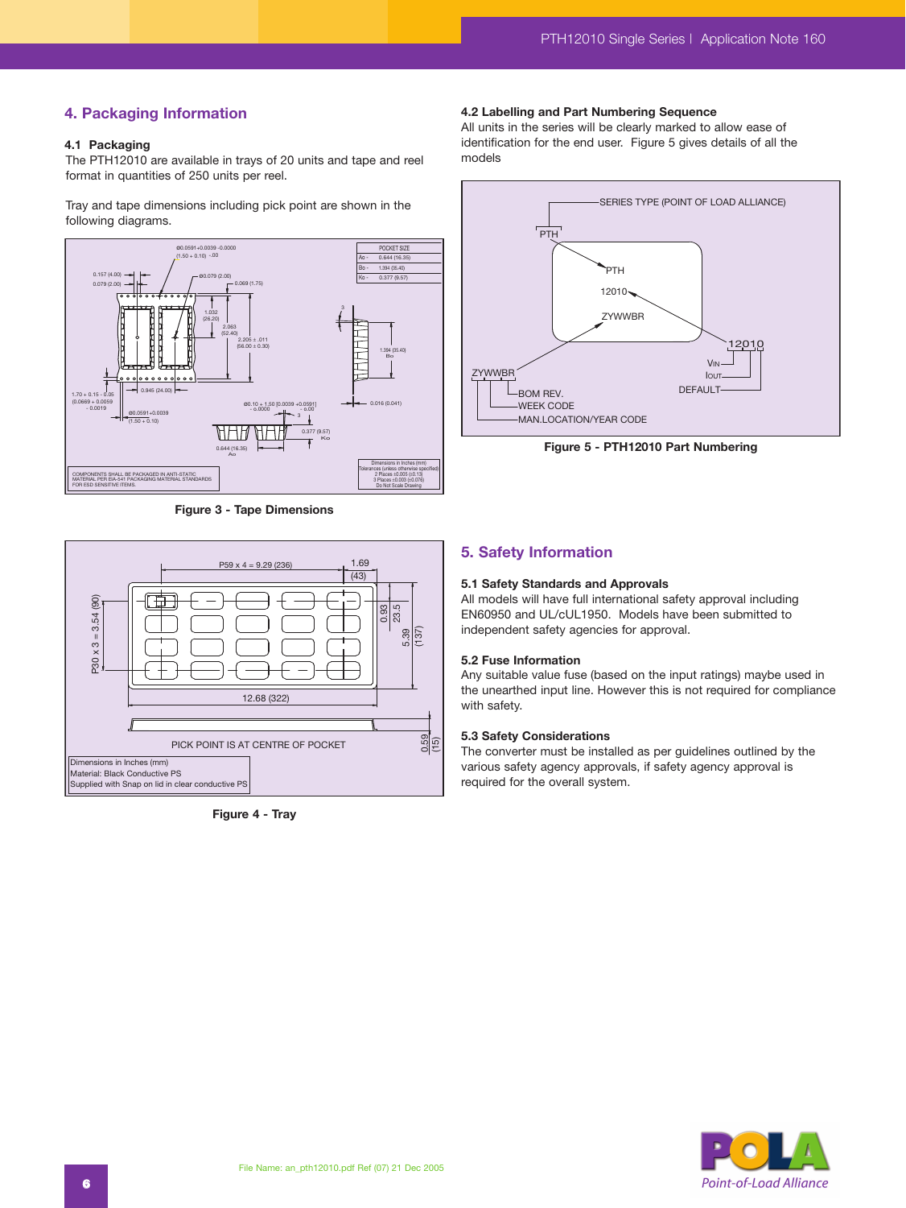## 4. Packaging Information

### 4.1 Packaging

The PTH12010 are available in trays of 20 units and tape and reel format in quantities of 250 units per reel.

Tray and tape dimensions including pick point are shown in the following diagrams.

Figure 3 - Tape Dimensions

Figure 4 - Tray

### 4.2 Labelling and Part Numbering Sequence

All units in the series will be clearly marked to allow ease of identification for the end user. Figure 5 gives details of all the models

Figure 5 - PTH12010 Part Numbering

## 5. Safety Information

### 5.1 Safety Standards and Approvals

All models will have full international safety approval including EN60950 and UL/cUL1950. Models have been submitted to independent safety agencies for approval.

### 5.2 Fuse Information

Any suitable value fuse (based on the input ratings) maybe used in the unearthed input line. However this is not required for compliance with safety.

### 5.3 Safety Considerations

The converter must be installed as per guidelines outlined by the various safety agency approvals, if safety agency approval is required for the overall system.

File Name: an_pth12010.pdf Ref (07) 21 Dec 2005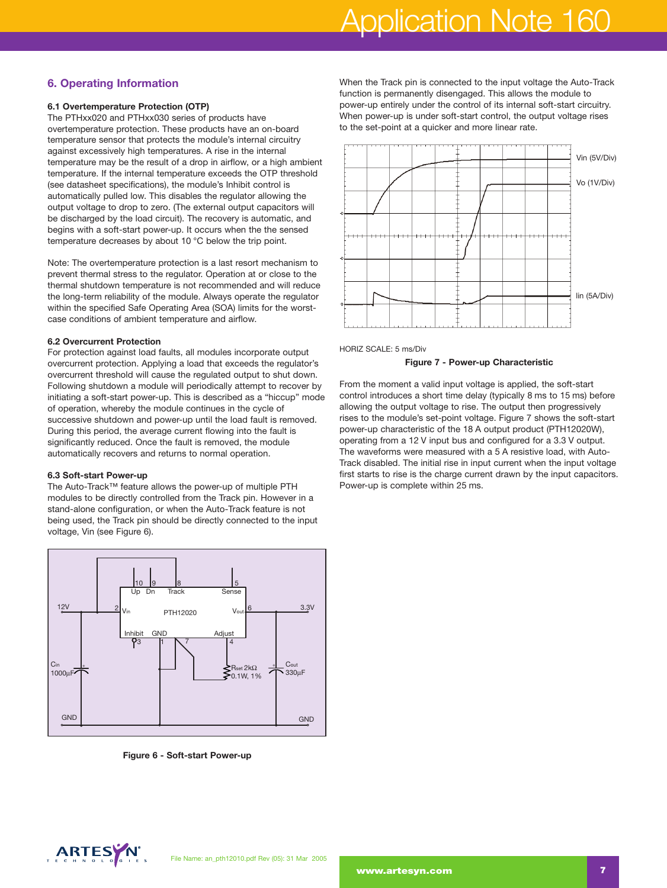## 6. Operating Information

### 6.1 Overtemperature Protection (OTP)

The PTHxx020 and PTHxx030 series of products have overtemperature protection. These products have an on-board temperature sensor that protects the module's internal circuitry against excessively high temperatures. A rise in the internal temperature may be the result of a drop in airflow, or a high ambient temperature. If the internal temperature exceeds the OTP threshold (see datasheet specifications), the module's Inhibit control is automatically pulled low. This disables the regulator allowing the output voltage to drop to zero. (The external output capacitors will be discharged by the load circuit). The recovery is automatic, and begins with a soft-start power-up. It occurs when the the sensed temperature decreases by about 10 °C below the trip point.

Note: The overtemperature protection is a last resort mechanism to prevent thermal stress to the regulator. Operation at or close to the thermal shutdown temperature is not recommended and will reduce the long-term reliability of the module. Always operate the regulator within the specified Safe Operating Area (SOA) limits for the worst-case conditions of ambient temperature and airflow.

### 6.2 Overcurrent Protection

For protection against load faults, all modules incorporate output overcurrent protection. Applying a load that exceeds the regulator's overcurrent threshold will cause the regulated output to shut down. Following shutdown a module will periodically attempt to recover by initiating a soft-start power-up. This is described as a "hiccup" mode of operation, whereby the module continues in the cycle of successive shutdown and power-up until the load fault is removed. During this period, the average current flowing into the fault is significantly reduced. Once the fault is removed, the module automatically recovers and returns to normal operation.

### 6.3 Soft-start Power-up

The Auto-Track™ feature allows the power-up of multiple PTH modules to be directly controlled from the Track pin. However in a stand-alone configuration, or when the Auto-Track feature is not being used, the Track pin should be directly connected to the input voltage, Vin (see Figure 6).

Figure 6 - Soft-start Power-up

When the Track pin is connected to the input voltage the Auto-Track function is permanently disengaged. This allows the module to power-up entirely under the control of its internal soft-start circuitry. When power-up is under soft-start control, the output voltage rises to the set-point at a quicker and more linear rate.

HORIZ SCALE: 5 ms/Div

Figure 7 - Power-up Characteristic

From the moment a valid input voltage is applied, the soft-start control introduces a short time delay (typically 8 ms to 15 ms) before allowing the output voltage to rise. The output then progressively rises to the module's set-point voltage. Figure 7 shows the soft-start power-up characteristic of the 18 A output product (PTH12020W), operating from a 12 V input bus and configured for a 3.3 V output. The waveforms were measured with a 5 A resistive load, with Auto-Track disabled. The initial rise in input current when the input voltage first starts to rise is the charge current drawn by the input capacitors. Power-up is complete within 25 ms.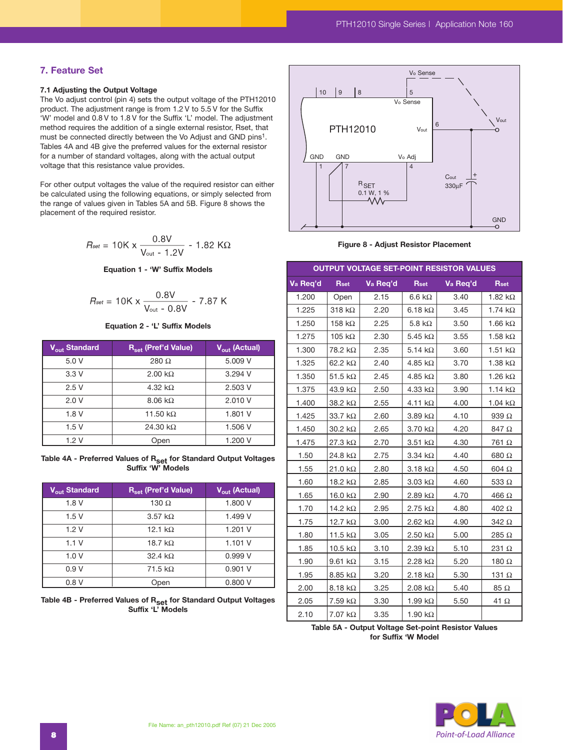## 7. Feature Set

### 7.1 Adjusting the Output Voltage

The Vo adjust control (pin 4) sets the output voltage of the PTH12010 product. The adjustment range is from 1.2 V to 5.5 V for the Suffix 'W' model and 0.8 V to 1.8 V for the Suffix 'L' model. The adjustment method requires the addition of a single external resistor, Rset, that must be connected directly between the Vo Adjust and GND pins[1]. Tables 4A and 4B give the preferred values for the external resistor for a number of standard voltages, along with the actual output voltage that this resistance value provides.

For other output voltages the value of the required resistor can either be calculated using the following equations, or simply selected from the range of values given in Tables 5A and 5B. Figure 8 shows the placement of the required resistor.

$$R_{set} = 10K \times \frac{0.8V}{V_{out} - 1.2V} - 1.82\ K\Omega$$

**Equation 1 - 'W' Suffix Models**

$$R_{set} = 10K \times \frac{0.8V}{V_{out} - 0.8V} - 7.87\ K$$

**Equation 2 - 'L' Suffix Models**

| $V_{out}$ Standard | $R_{set}$ (Pref'd Value) | $V_{out}$ (Actual) |
|---|---|---|
| 5.0 V | 280 Ω | 5.009 V |
| 3.3 V | 2.00 kΩ | 3.294 V |
| 2.5 V | 4.32 kΩ | 2.503 V |
| 2.0 V | 8.06 kΩ | 2.010 V |
| 1.8 V | 11.50 kΩ | 1.801 V |
| 1.5 V | 24.30 kΩ | 1.506 V |
| 1.2 V | Open | 1.200 V |

**Table 4A - Preferred Values of $R_{set}$ for Standard Output Voltages Suffix 'W' Models**

| $V_{out}$ Standard | $R_{set}$ (Pref'd Value) | $V_{out}$ (Actual) |
|---|---|---|
| 1.8 V | 130 Ω | 1.800 V |
| 1.5 V | 3.57 kΩ | 1.499 V |
| 1.2 V | 12.1 kΩ | 1.201 V |
| 1.1 V | 18.7 kΩ | 1.101 V |
| 1.0 V | 32.4 kΩ | 0.999 V |
| 0.9 V | 71.5 kΩ | 0.901 V |
| 0.8 V | Open | 0.800 V |

**Table 4B - Preferred Values of $R_{set}$ for Standard Output Voltages Suffix 'L' Models**

**Figure 8 - Adjust Resistor Placement**

| OUTPUT VOLTAGE SET-POINT RESISTOR VALUES | | | | | |
|---|---|---|---|---|---|
| $V_a$ Req'd | $R_{set}$ | $V_a$ Req'd | $R_{set}$ | $V_a$ Req'd | $R_{set}$ |
| 1.200 | Open | 2.15 | 6.6 kΩ | 3.40 | 1.82 kΩ |
| 1.225 | 318 kΩ | 2.20 | 6.18 kΩ | 3.45 | 1.74 kΩ |
| 1.250 | 158 kΩ | 2.25 | 5.8 kΩ | 3.50 | 1.66 kΩ |
| 1.275 | 105 kΩ | 2.30 | 5.45 kΩ | 3.55 | 1.58 kΩ |
| 1.300 | 78.2 kΩ | 2.35 | 5.14 kΩ | 3.60 | 1.51 kΩ |
| 1.325 | 62.2 kΩ | 2.40 | 4.85 kΩ | 3.70 | 1.38 kΩ |
| 1.350 | 51.5 kΩ | 2.45 | 4.85 kΩ | 3.80 | 1.26 kΩ |
| 1.375 | 43.9 kΩ | 2.50 | 4.33 kΩ | 3.90 | 1.14 kΩ |
| 1.400 | 38.2 kΩ | 2.55 | 4.11 kΩ | 4.00 | 1.04 kΩ |
| 1.425 | 33.7 kΩ | 2.60 | 3.89 kΩ | 4.10 | 939 Ω |
| 1.450 | 30.2 kΩ | 2.65 | 3.70 kΩ | 4.20 | 847 Ω |
| 1.475 | 27.3 kΩ | 2.70 | 3.51 kΩ | 4.30 | 761 Ω |
| 1.50 | 24.8 kΩ | 2.75 | 3.34 kΩ | 4.40 | 680 Ω |
| 1.55 | 21.0 kΩ | 2.80 | 3.18 kΩ | 4.50 | 604 Ω |
| 1.60 | 18.2 kΩ | 2.85 | 3.03 kΩ | 4.60 | 533 Ω |
| 1.65 | 16.0 kΩ | 2.90 | 2.89 kΩ | 4.70 | 466 Ω |
| 1.70 | 14.2 kΩ | 2.95 | 2.75 kΩ | 4.80 | 402 Ω |
| 1.75 | 12.7 kΩ | 3.00 | 2.62 kΩ | 4.90 | 342 Ω |
| 1.80 | 11.5 kΩ | 3.05 | 2.50 kΩ | 5.00 | 285 Ω |
| 1.85 | 10.5 kΩ | 3.10 | 2.39 kΩ | 5.10 | 231 Ω |
| 1.90 | 9.61 kΩ | 3.15 | 2.28 kΩ | 5.20 | 180 Ω |
| 1.95 | 8.85 kΩ | 3.20 | 2.18 kΩ | 5.30 | 131 Ω |
| 2.00 | 8.18 kΩ | 3.25 | 2.08 kΩ | 5.40 | 85 Ω |
| 2.05 | 7.59 kΩ | 3.30 | 1.99 kΩ | 5.50 | 41 Ω |
| 2.10 | 7.07 kΩ | 3.35 | 1.90 kΩ | | |

**Table 5A - Output Voltage Set-point Resistor Values for Suffix 'W Model**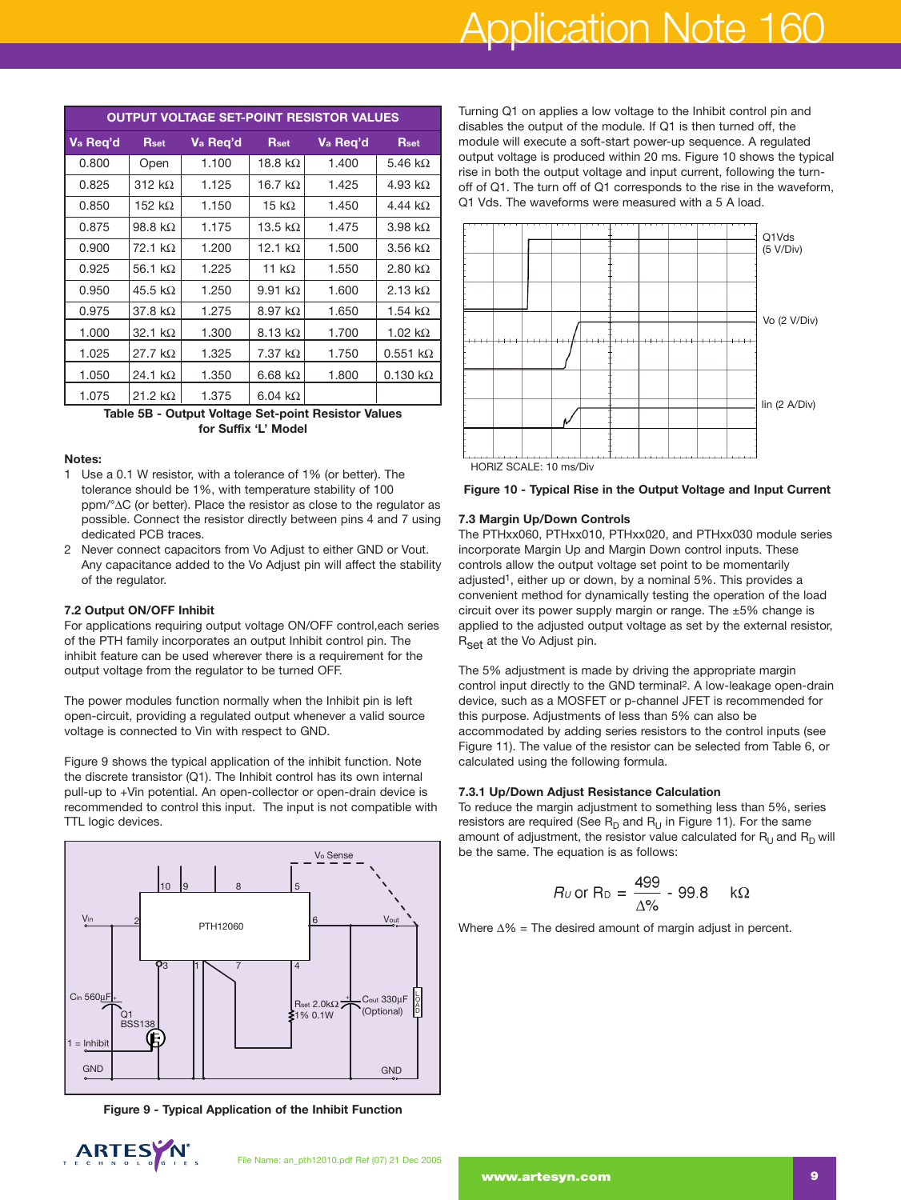| OUTPUT VOLTAGE SET-POINT RESISTOR VALUES | | | | | |
|---|---|---|---|---|---|
| Va Req'd | Rset | Va Req'd | Rset | Va Req'd | Rset |
| 0.800 | Open | 1.100 | 18.8 kΩ | 1.400 | 5.46 kΩ |
| 0.825 | 312 kΩ | 1.125 | 16.7 kΩ | 1.425 | 4.93 kΩ |
| 0.850 | 152 kΩ | 1.150 | 15 kΩ | 1.450 | 4.44 kΩ |
| 0.875 | 98.8 kΩ | 1.175 | 13.5 kΩ | 1.475 | 3.98 kΩ |
| 0.900 | 72.1 kΩ | 1.200 | 12.1 kΩ | 1.500 | 3.56 kΩ |
| 0.925 | 56.1 kΩ | 1.225 | 11 kΩ | 1.550 | 2.80 kΩ |
| 0.950 | 45.5 kΩ | 1.250 | 9.91 kΩ | 1.600 | 2.13 kΩ |
| 0.975 | 37.8 kΩ | 1.275 | 8.97 kΩ | 1.650 | 1.54 kΩ |
| 1.000 | 32.1 kΩ | 1.300 | 8.13 kΩ | 1.700 | 1.02 kΩ |
| 1.025 | 27.7 kΩ | 1.325 | 7.37 kΩ | 1.750 | 0.551 kΩ |
| 1.050 | 24.1 kΩ | 1.350 | 6.68 kΩ | 1.800 | 0.130 kΩ |
| 1.075 | 21.2 kΩ | 1.375 | 6.04 kΩ | | |

**Table 5B - Output Voltage Set-point Resistor Values for Suffix 'L' Model**

**Notes:**

1. Use a 0.1 W resistor, with a tolerance of 1% (or better). The tolerance should be 1%, with temperature stability of 100 ppm/°ΔC (or better). Place the resistor as close to the regulator as possible. Connect the resistor directly between pins 4 and 7 using dedicated PCB traces.
2. Never connect capacitors from Vo Adjust to either GND or Vout. Any capacitance added to the Vo Adjust pin will affect the stability of the regulator.

### 7.2 Output ON/OFF Inhibit

For applications requiring output voltage ON/OFF control,each series of the PTH family incorporates an output Inhibit control pin. The inhibit feature can be used wherever there is a requirement for the output voltage from the regulator to be turned OFF.

The power modules function normally when the Inhibit pin is left open-circuit, providing a regulated output whenever a valid source voltage is connected to Vin with respect to GND.

Figure 9 shows the typical application of the inhibit function. Note the discrete transistor (Q1). The Inhibit control has its own internal pull-up to +Vin potential. An open-collector or open-drain device is recommended to control this input. The input is not compatible with TTL logic devices.

**Figure 9 - Typical Application of the Inhibit Function**

Turning Q1 on applies a low voltage to the Inhibit control pin and disables the output of the module. If Q1 is then turned off, the module will execute a soft-start power-up sequence. A regulated output voltage is produced within 20 ms. Figure 10 shows the typical rise in both the output voltage and input current, following the turn-off of Q1. The turn off of Q1 corresponds to the rise in the waveform, Q1 Vds. The waveforms were measured with a 5 A load.

**Figure 10 - Typical Rise in the Output Voltage and Input Current**

### 7.3 Margin Up/Down Controls

The PTHxx060, PTHxx010, PTHxx020, and PTHxx030 module series incorporate Margin Up and Margin Down control inputs. These controls allow the output voltage set point to be momentarily adjusted[1], either up or down, by a nominal 5%. This provides a convenient method for dynamically testing the operation of the load circuit over its power supply margin or range. The ±5% change is applied to the adjusted output voltage as set by the external resistor, $R_{set}$ at the Vo Adjust pin.

The 5% adjustment is made by driving the appropriate margin control input directly to the GND terminal[2]. A low-leakage open-drain device, such as a MOSFET or p-channel JFET is recommended for this purpose. Adjustments of less than 5% can also be accommodated by adding series resistors to the control inputs (see Figure 11). The value of the resistor can be selected from Table 6, or calculated using the following formula.

#### 7.3.1 Up/Down Adjust Resistance Calculation

To reduce the margin adjustment to something less than 5%, series resistors are required (See $R_D$ and $R_U$ in Figure 11). For the same amount of adjustment, the resistor value calculated for $R_U$ and $R_D$ will be the same. The equation is as follows:

$$R_U \text{ or } R_D = \frac{499}{\Delta\%} - 99.8 \quad k\Omega$$

Where Δ% = The desired amount of margin adjust in percent.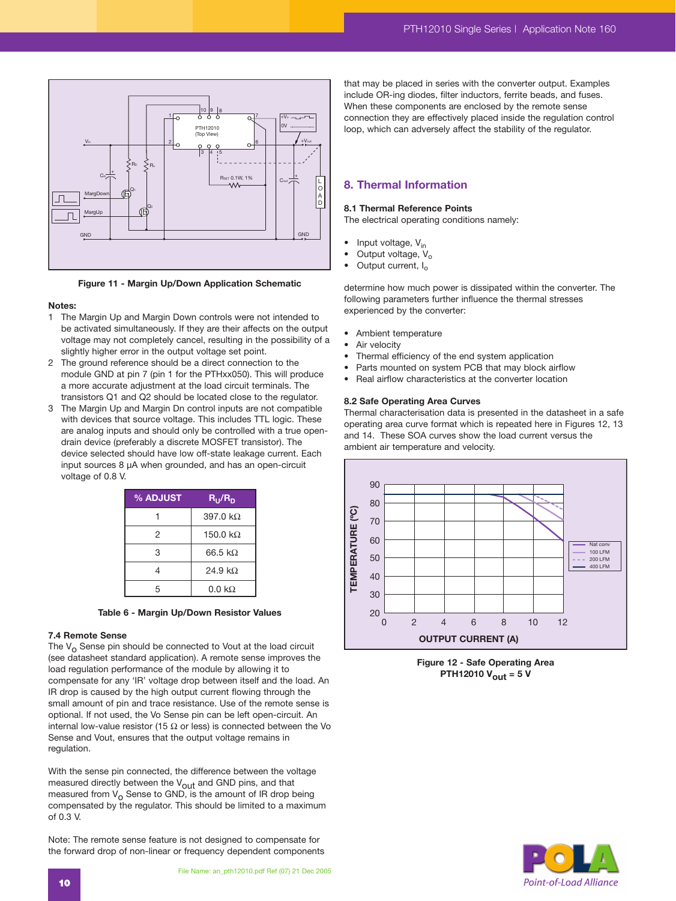Figure 11 - Margin Up/Down Application Schematic

**Notes:**

1. The Margin Up and Margin Down controls were not intended to be activated simultaneously. If they are their affects on the output voltage may not completely cancel, resulting in the possibility of a slightly higher error in the output voltage set point.
2. The ground reference should be a direct connection to the module GND at pin 7 (pin 1 for the PTHxx050). This will produce a more accurate adjustment at the load circuit terminals. The transistors Q1 and Q2 should be located close to the regulator.
3. The Margin Up and Margin Dn control inputs are not compatible with devices that source voltage. This includes TTL logic. These are analog inputs and should only be controlled with a true open-drain device (preferably a discrete MOSFET transistor). The device selected should have low off-state leakage current. Each input sources 8 μA when grounded, and has an open-circuit voltage of 0.8 V.

| % ADJUST | $R_U/R_D$ |
|---|---|
| 1 | 397.0 kΩ |
| 2 | 150.0 kΩ |
| 3 | 66.5 kΩ |
| 4 | 24.9 kΩ |
| 5 | 0.0 kΩ |

Table 6 - Margin Up/Down Resistor Values

### 7.4 Remote Sense

The $V_O$ Sense pin should be connected to Vout at the load circuit (see datasheet standard application). A remote sense improves the load regulation performance of the module by allowing it to compensate for any 'IR' voltage drop between itself and the load. An IR drop is caused by the high output current flowing through the small amount of pin and trace resistance. Use of the remote sense is optional. If not used, the Vo Sense pin can be left open-circuit. An internal low-value resistor (15 Ω or less) is connected between the Vo Sense and Vout, ensures that the output voltage remains in regulation.

With the sense pin connected, the difference between the voltage measured directly between the $V_{out}$ and GND pins, and that measured from $V_O$ Sense to GND, is the amount of IR drop being compensated by the regulator. This should be limited to a maximum of 0.3 V.

Note: The remote sense feature is not designed to compensate for the forward drop of non-linear or frequency dependent components that may be placed in series with the converter output. Examples include OR-ing diodes, filter inductors, ferrite beads, and fuses. When these components are enclosed by the remote sense connection they are effectively placed inside the regulation control loop, which can adversely affect the stability of the regulator.

## 8. Thermal Information

### 8.1 Thermal Reference Points

The electrical operating conditions namely:

- Input voltage, $V_{in}$
- Output voltage, $V_o$
- Output current, $I_o$

determine how much power is dissipated within the converter. The following parameters further influence the thermal stresses experienced by the converter:

- Ambient temperature
- Air velocity
- Thermal efficiency of the end system application
- Parts mounted on system PCB that may block airflow
- Real airflow characteristics at the converter location

### 8.2 Safe Operating Area Curves

Thermal characterisation data is presented in the datasheet in a safe operating area curve format which is repeated here in Figures 12, 13 and 14. These SOA curves show the load current versus the ambient air temperature and velocity.

Figure 12 - Safe Operating Area
PTH12010 $V_{out}$ = 5 V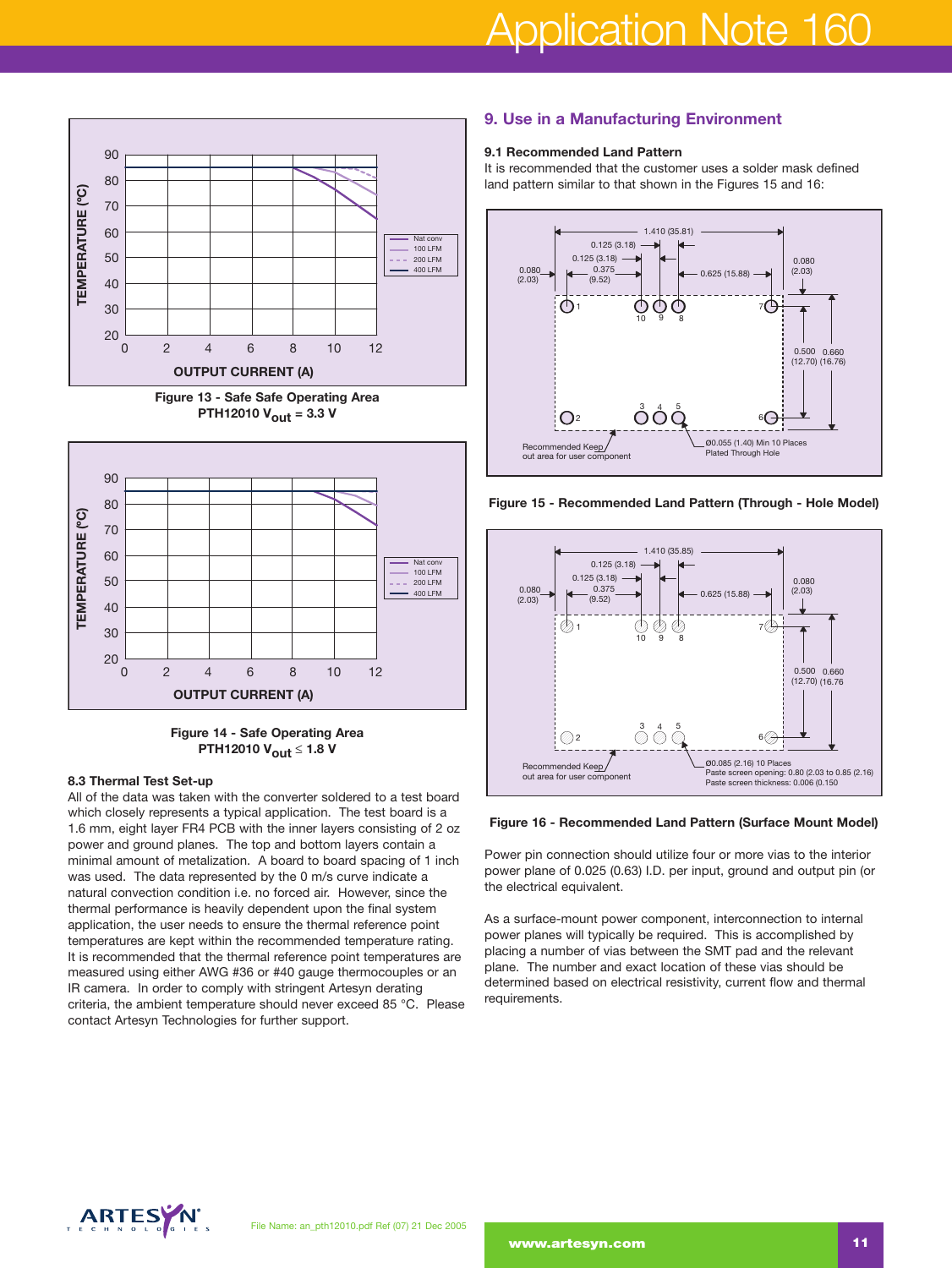Figure 13 - Safe Safe Operating Area
PTH12010 $V_{out}$ = 3.3 V

Figure 14 - Safe Operating Area
PTH12010 $V_{out} \leq$ 1.8 V

### 8.3 Thermal Test Set-up

All of the data was taken with the converter soldered to a test board which closely represents a typical application. The test board is a 1.6 mm, eight layer FR4 PCB with the inner layers consisting of 2 oz power and ground planes. The top and bottom layers contain a minimal amount of metalization. A board to board spacing of 1 inch was used. The data represented by the 0 m/s curve indicate a natural convection condition i.e. no forced air. However, since the thermal performance is heavily dependent upon the final system application, the user needs to ensure the thermal reference point temperatures are kept within the recommended temperature rating. It is recommended that the thermal reference point temperatures are measured using either AWG #36 or #40 gauge thermocouples or an IR camera. In order to comply with stringent Artesyn derating criteria, the ambient temperature should never exceed 85 °C. Please contact Artesyn Technologies for further support.

## 9. Use in a Manufacturing Environment

### 9.1 Recommended Land Pattern

It is recommended that the customer uses a solder mask defined land pattern similar to that shown in the Figures 15 and 16:

Figure 15 - Recommended Land Pattern (Through - Hole Model)

Figure 16 - Recommended Land Pattern (Surface Mount Model)

Power pin connection should utilize four or more vias to the interior power plane of 0.025 (0.63) I.D. per input, ground and output pin (or the electrical equivalent.

As a surface-mount power component, interconnection to internal power planes will typically be required. This is accomplished by placing a number of vias between the SMT pad and the relevant plane. The number and exact location of these vias should be determined based on electrical resistivity, current flow and thermal requirements.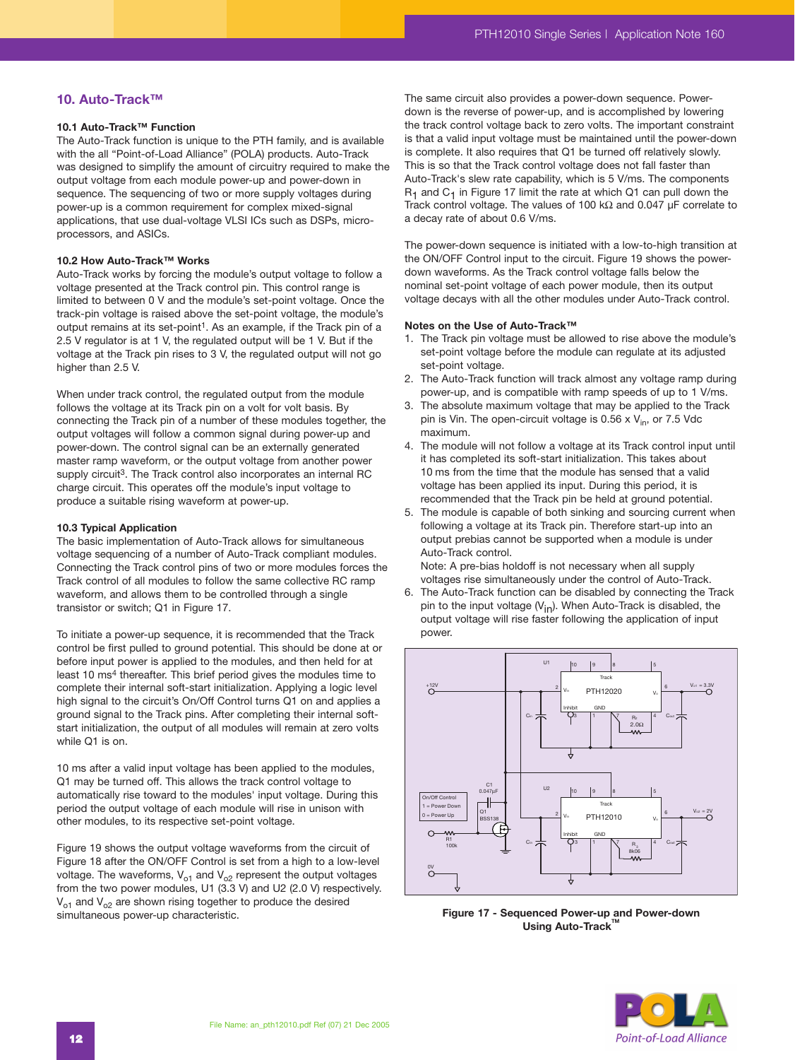## 10. Auto-Track™

### 10.1 Auto-Track™ Function

The Auto-Track function is unique to the PTH family, and is available with the all "Point-of-Load Alliance" (POLA) products. Auto-Track was designed to simplify the amount of circuitry required to make the output voltage from each module power-up and power-down in sequence. The sequencing of two or more supply voltages during power-up is a common requirement for complex mixed-signal applications, that use dual-voltage VLSI ICs such as DSPs, micro-processors, and ASICs.

### 10.2 How Auto-Track™ Works

Auto-Track works by forcing the module's output voltage to follow a voltage presented at the Track control pin. This control range is limited to between 0 V and the module's set-point voltage. Once the track-pin voltage is raised above the set-point voltage, the module's output remains at its set-point[1]. As an example, if the Track pin of a 2.5 V regulator is at 1 V, the regulated output will be 1 V. But if the voltage at the Track pin rises to 3 V, the regulated output will not go higher than 2.5 V.

When under track control, the regulated output from the module follows the voltage at its Track pin on a volt for volt basis. By connecting the Track pin of a number of these modules together, the output voltages will follow a common signal during power-up and power-down. The control signal can be an externally generated master ramp waveform, or the output voltage from another power supply circuit[3]. The Track control also incorporates an internal RC charge circuit. This operates off the module's input voltage to produce a suitable rising waveform at power-up.

### 10.3 Typical Application

The basic implementation of Auto-Track allows for simultaneous voltage sequencing of a number of Auto-Track compliant modules. Connecting the Track control pins of two or more modules forces the Track control of all modules to follow the same collective RC ramp waveform, and allows them to be controlled through a single transistor or switch; Q1 in Figure 17.

To initiate a power-up sequence, it is recommended that the Track control be first pulled to ground potential. This should be done at or before input power is applied to the modules, and then held for at least 10 ms[4] thereafter. This brief period gives the modules time to complete their internal soft-start initialization. Applying a logic level high signal to the circuit's On/Off Control turns Q1 on and applies a ground signal to the Track pins. After completing their internal soft-start initialization, the output of all modules will remain at zero volts while Q1 is on.

10 ms after a valid input voltage has been applied to the modules, Q1 may be turned off. This allows the track control voltage to automatically rise toward to the modules' input voltage. During this period the output voltage of each module will rise in unison with other modules, to its respective set-point voltage.

Figure 19 shows the output voltage waveforms from the circuit of Figure 18 after the ON/OFF Control is set from a high to a low-level voltage. The waveforms, $V_{o1}$ and $V_{o2}$ represent the output voltages from the two power modules, U1 (3.3 V) and U2 (2.0 V) respectively. $V_{o1}$ and $V_{o2}$ are shown rising together to produce the desired simultaneous power-up characteristic.

The same circuit also provides a power-down sequence. Power-down is the reverse of power-up, and is accomplished by lowering the track control voltage back to zero volts. The important constraint is that a valid input voltage must be maintained until the power-down is complete. It also requires that Q1 be turned off relatively slowly. This is so that the Track control voltage does not fall faster than Auto-Track's slew rate capability, which is 5 V/ms. The components $R_1$ and $C_1$ in Figure 17 limit the rate at which Q1 can pull down the Track control voltage. The values of 100 kΩ and 0.047 µF correlate to a decay rate of about 0.6 V/ms.

The power-down sequence is initiated with a low-to-high transition at the ON/OFF Control input to the circuit. Figure 19 shows the power-down waveforms. As the Track control voltage falls below the nominal set-point voltage of each power module, then its output voltage decays with all the other modules under Auto-Track control.

### Notes on the Use of Auto-Track™

1. The Track pin voltage must be allowed to rise above the module's set-point voltage before the module can regulate at its adjusted set-point voltage.
2. The Auto-Track function will track almost any voltage ramp during power-up, and is compatible with ramp speeds of up to 1 V/ms.
3. The absolute maximum voltage that may be applied to the Track pin is Vin. The open-circuit voltage is 0.56 x $V_{in}$, or 7.5 Vdc maximum.
4. The module will not follow a voltage at its Track control input until it has completed its soft-start initialization. This takes about 10 ms from the time that the module has sensed that a valid voltage has been applied its input. During this period, it is recommended that the Track pin be held at ground potential.
5. The module is capable of both sinking and sourcing current when following a voltage at its Track pin. Therefore start-up into an output prebias cannot be supported when a module is under Auto-Track control.
   Note: A pre-bias holdoff is not necessary when all supply voltages rise simultaneously under the control of Auto-Track.
6. The Auto-Track function can be disabled by connecting the Track pin to the input voltage ($V_{in}$). When Auto-Track is disabled, the output voltage will rise faster following the application of input power.

Figure 17 - Sequenced Power-up and Power-down Using Auto-Track™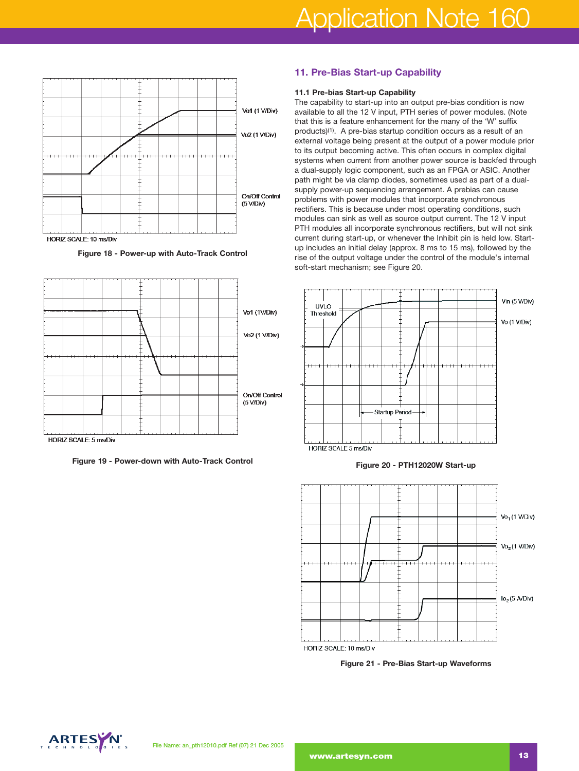HORIZ SCALE: 10 ms/Div

Figure 18 - Power-up with Auto-Track Control

HORIZ SCALE: 5 ms/Div

Figure 19 - Power-down with Auto-Track Control

## 11. Pre-Bias Start-up Capability

### 11.1 Pre-bias Start-up Capability

The capability to start-up into an output pre-bias condition is now available to all the 12 V input, PTH series of power modules. (Note that this is a feature enhancement for the many of the 'W' suffix products)[(1)]. A pre-bias startup condition occurs as a result of an external voltage being present at the output of a power module prior to its output becoming active. This often occurs in complex digital systems when current from another power source is backfed through a dual-supply logic component, such as an FPGA or ASIC. Another path might be via clamp diodes, sometimes used as part of a dual-supply power-up sequencing arrangement. A prebias can cause problems with power modules that incorporate synchronous rectifiers. This is because under most operating conditions, such modules can sink as well as source output current. The 12 V input PTH modules all incorporate synchronous rectifiers, but will not sink current during start-up, or whenever the Inhibit pin is held low. Start-up includes an initial delay (approx. 8 ms to 15 ms), followed by the rise of the output voltage under the control of the module's internal soft-start mechanism; see Figure 20.

HORIZ SCALE 5 ms/Div

Figure 20 - PTH12020W Start-up

HORIZ SCALE: 10 ms/Div

Figure 21 - Pre-Bias Start-up Waveforms

File Name: an_pth12010.pdf Ref (07) 21 Dec 2005

www.artesyn.com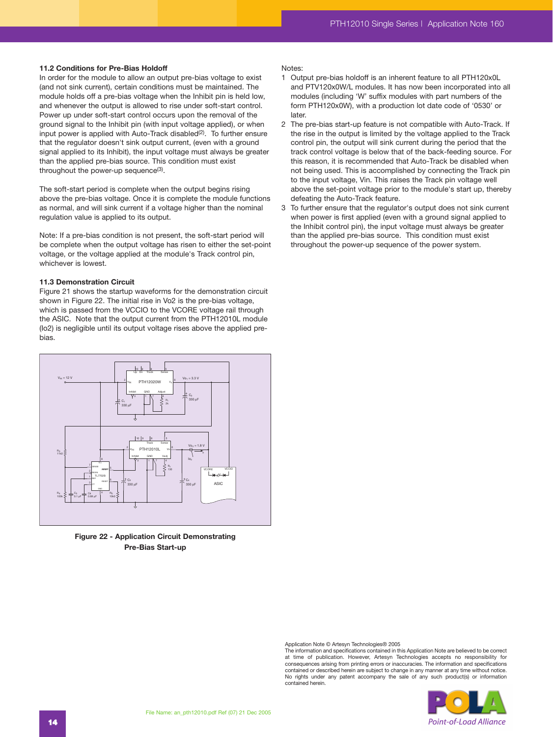### 11.2 Conditions for Pre-Bias Holdoff

In order for the module to allow an output pre-bias voltage to exist (and not sink current), certain conditions must be maintained. The module holds off a pre-bias voltage when the Inhibit pin is held low, and whenever the output is allowed to rise under soft-start control. Power up under soft-start control occurs upon the removal of the ground signal to the Inhibit pin (with input voltage applied), or when input power is applied with Auto-Track disabled[2]. To further ensure that the regulator doesn't sink output current, (even with a ground signal applied to its Inhibit), the input voltage must always be greater than the applied pre-bias source. This condition must exist throughout the power-up sequence[3].

The soft-start period is complete when the output begins rising above the pre-bias voltage. Once it is complete the module functions as normal, and will sink current if a voltage higher than the nominal regulation value is applied to its output.

Note: If a pre-bias condition is not present, the soft-start period will be complete when the output voltage has risen to either the set-point voltage, or the voltage applied at the module's Track control pin, whichever is lowest.

### 11.3 Demonstration Circuit

Figure 21 shows the startup waveforms for the demonstration circuit shown in Figure 22. The initial rise in Vo2 is the pre-bias voltage, which is passed from the VCCIO to the VCORE voltage rail through the ASIC. Note that the output current from the PTH12010L module (Io2) is negligible until its output voltage rises above the applied pre-bias.

V<sub>IN</sub> = 12 V
PTH12020W
Vo1 = 3.3 V
PTH12010L
Vo2 = 1.8 V
TL7702B
VCORE VCCIO
ASIC

**Figure 22 - Application Circuit Demonstrating Pre-Bias Start-up**

Notes:

1. Output pre-bias holdoff is an inherent feature to all PTH120x0L and PTV120x0W/L modules. It has now been incorporated into all modules (including 'W' suffix modules with part numbers of the form PTH120x0W), with a production lot date code of '0530' or later.
2. The pre-bias start-up feature is not compatible with Auto-Track. If the rise in the output is limited by the voltage applied to the Track control pin, the output will sink current during the period that the track control voltage is below that of the back-feeding source. For this reason, it is recommended that Auto-Track be disabled when not being used. This is accomplished by connecting the Track pin to the input voltage, Vin. This raises the Track pin voltage well above the set-point voltage prior to the module's start up, thereby defeating the Auto-Track feature.
3. To further ensure that the regulator's output does not sink current when power is first applied (even with a ground signal applied to the Inhibit control pin), the input voltage must always be greater than the applied pre-bias source. This condition must exist throughout the power-up sequence of the power system.

Application Note © Artesyn Technologies® 2005
The information and specifications contained in this Application Note are believed to be correct at time of publication. However, Artesyn Technologies accepts no responsibility for consequences arising from printing errors or inaccuracies. The information and specifications contained or described herein are subject to change in any manner at any time without notice. No rights under any patent accompany the sale of any product(s) or information contained herein.

File Name: an_pth12010.pdf Ref (07) 21 Dec 2005